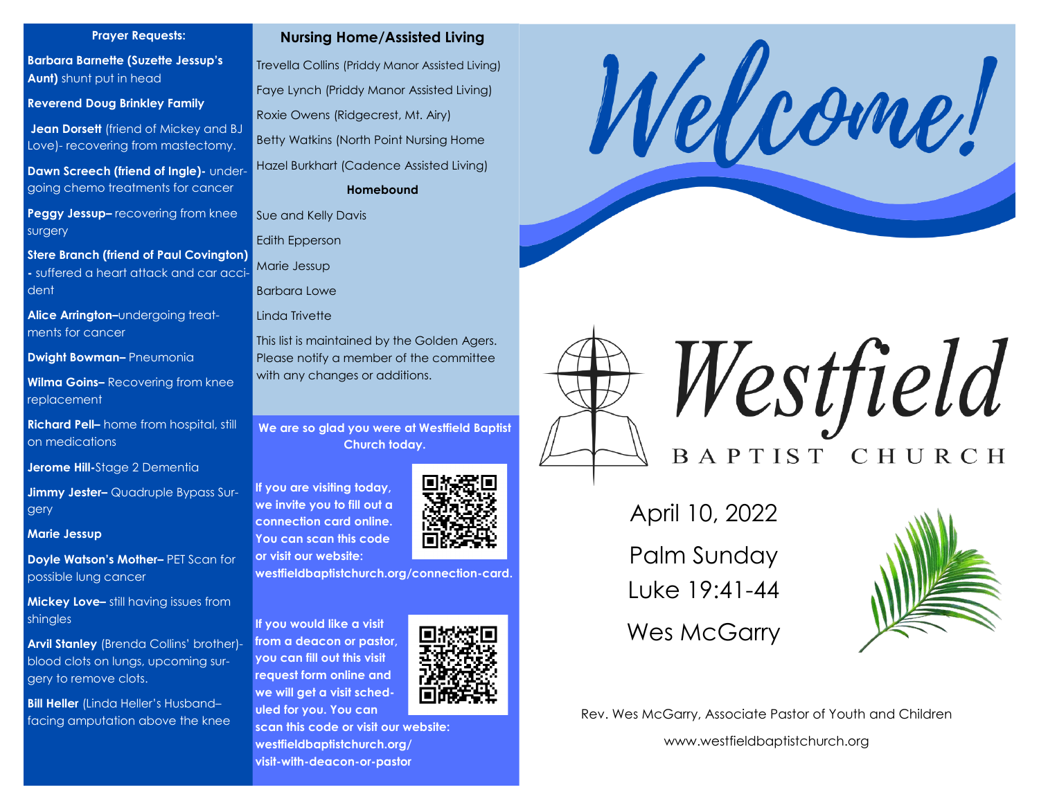## Prayer Requests:

**Barbara Barnette (Suzette Jessup's Aunt)** shunt put in head

**Reverend Doug Brinkley Family**

**Jean Dorsett** (friend of Mickey and BJ Love)- recovering from mastectomy.

**Dawn Screech (friend of Ingle)-** undergoing chemo treatments for cancer

**Peggy Jessup–** recovering from knee surgery

**Stere Branch (friend of Paul Covington) -** suffered a heart attack and car accident

**Alice Arrington–**undergoing treatments for cancer

**Dwight Bowman–** Pneumonia

**Wilma Goins–** Recovering from knee replacement

**Richard Pell–** home from hospital, still on medications

**Jerome Hill-**Stage 2 Dementia

**Jimmy Jester–** Quadruple Bypass Surgery

**Marie Jessup**

**Doyle Watson's Mother–** PET Scan for possible lung cancer

**Mickey Love–** still having issues from shingles

**Arvil Stanley** (Brenda Collins' brother)- blood clots on lungs, upcoming surgery to remove clots.

**Bill Heller** (Linda Heller's Husband– facing amputation above the knee

## Nursing Home/Assisted Living

Trevella Collins (Priddy Manor Assisted Living)

Faye Lynch (Priddy Manor Assisted Living)

Roxie Owens (Ridgecrest, Mt. Airy)

Betty Watkins (North Point Nursing Home

Hazel Burkhart (Cadence Assisted Living)

**Homebound**

Sue and Kelly Davis

Edith Epperson

Marie Jessup

Barbara Lowe

Linda Trivette

This list is maintained by the Golden Agers. Please notify a member of the committee with any changes or additions.

**We are so glad you were at Westfield Baptist Church today.**

**If you are visiting today, we invite you to fill out a connection card online. You can scan this code or visit our website: westfieldbaptistchurch.org/connection-card.**

**If you would like a visit from a deacon or pastor, you can fill out this visit request form online and we will get a visit scheduled for you. You can scan this code or visit our website: westfieldbaptistchurch.org/visit-with-deacon-or-pastor**

# Welcome!

# Westfield
## BAPTIST CHURCH

April 10, 2022

Palm Sunday

Luke 19:41-44

Wes McGarry

Rev. Wes McGarry, Associate Pastor of Youth and Children

www.westfieldbaptistchurch.org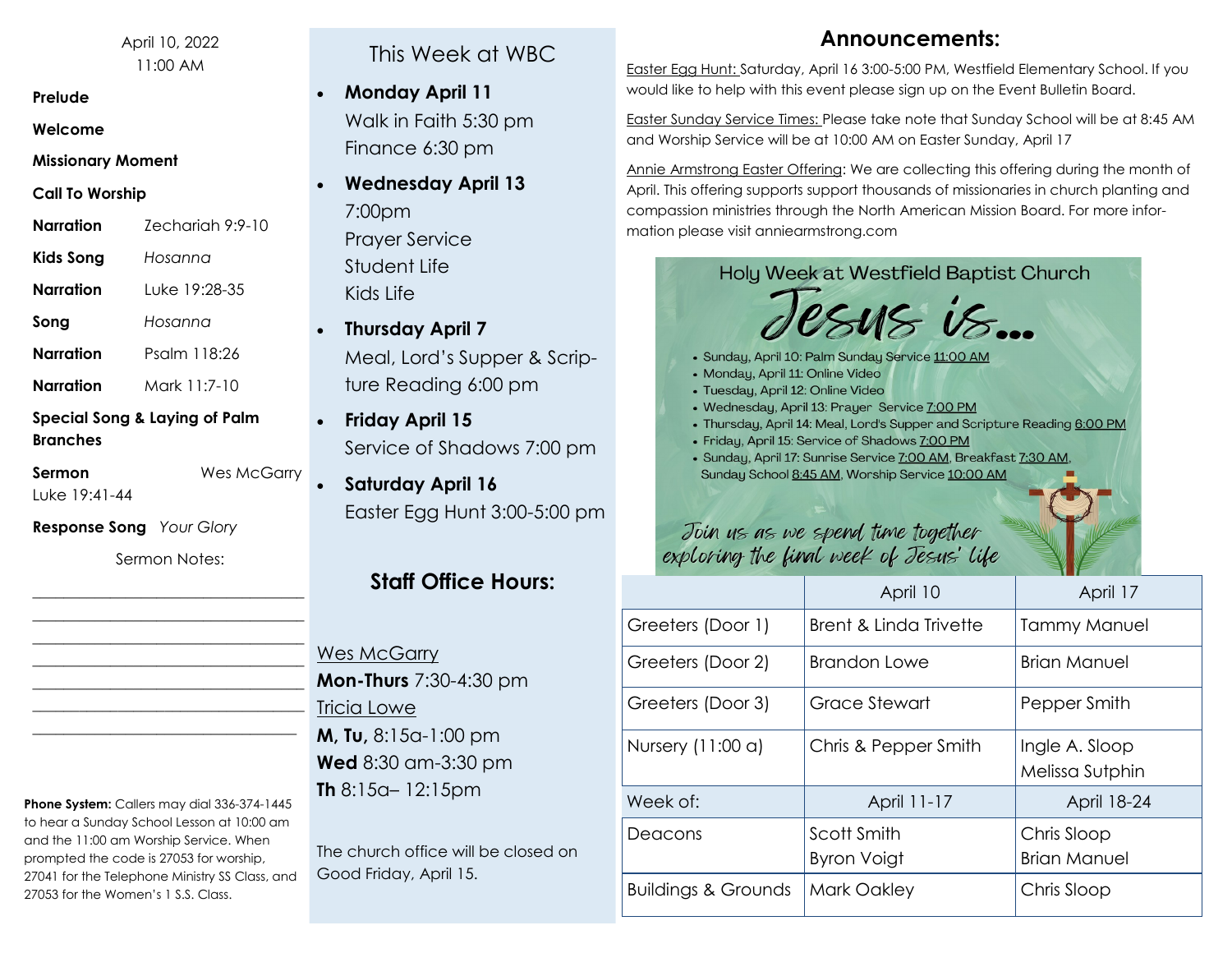April 10, 2022
11:00 AM

**Prelude**

**Welcome**

**Missionary Moment**

**Call To Worship**

| | |
|---|---|
| **Narration** | Zechariah 9:9-10 |
| **Kids Song** | *Hosanna* |
| **Narration** | Luke 19:28-35 |
| **Song** | *Hosanna* |
| **Narration** | Psalm 118:26 |
| **Narration** | Mark 11:7-10 |

**Special Song & Laying of Palm Branches**

**Sermon** Wes McGarry
Luke 19:41-44

**Response Song** *Your Glory*

Sermon Notes:

___________________________________
___________________________________
___________________________________
___________________________________
___________________________________
___________________________________
___________________________________

**Phone System:** Callers may dial 336-374-1445 to hear a Sunday School Lesson at 10:00 am and the 11:00 am Worship Service. When prompted the code is 27053 for worship, 27041 for the Telephone Ministry SS Class, and 27053 for the Women's 1 S.S. Class.

## This Week at WBC

- **Monday April 11**
  Walk in Faith 5:30 pm
  Finance 6:30 pm
- **Wednesday April 13**
  7:00pm
  Prayer Service
  Student Life
  Kids Life
- **Thursday April 7**
  Meal, Lord's Supper & Scripture Reading 6:00 pm
- **Friday April 15**
  Service of Shadows 7:00 pm
- **Saturday April 16**
  Easter Egg Hunt 3:00-5:00 pm

## Staff Office Hours:

Wes McGarry
**Mon-Thurs** 7:30-4:30 pm
Tricia Lowe
**M, Tu,** 8:15a-1:00 pm
**Wed** 8:30 am-3:30 pm
**Th** 8:15a– 12:15pm

The church office will be closed on Good Friday, April 15.

## Announcements:

Easter Egg Hunt: Saturday, April 16 3:00-5:00 PM, Westfield Elementary School. If you would like to help with this event please sign up on the Event Bulletin Board.

Easter Sunday Service Times: Please take note that Sunday School will be at 8:45 AM and Worship Service will be at 10:00 AM on Easter Sunday, April 17

Annie Armstrong Easter Offering: We are collecting this offering during the month of April. This offering supports support thousands of missionaries in church planting and compassion ministries through the North American Mission Board. For more information please visit anniearmstrong.com

Holy Week at Westfield Baptist Church

Jesus is...

- Sunday, April 10: Palm Sunday Service 11:00 AM
- Monday, April 11: Online Video
- Tuesday, April 12: Online Video
- Wednesday, April 13: Prayer Service 7:00 PM
- Thursday, April 14: Meal, Lord's Supper and Scripture Reading 6:00 PM
- Friday, April 15: Service of Shadows 7:00 PM
- Sunday, April 17: Sunrise Service 7:00 AM, Breakfast 7:30 AM, Sunday School 8:45 AM, Worship Service 10:00 AM

Join us as we spend time together exploring the final week of Jesus' life

| | April 10 | April 17 |
|---|---|---|
| Greeters (Door 1) | Brent & Linda Trivette | Tammy Manuel |
| Greeters (Door 2) | Brandon Lowe | Brian Manuel |
| Greeters (Door 3) | Grace Stewart | Pepper Smith |
| Nursery (11:00 a) | Chris & Pepper Smith | Ingle A. Sloop<br>Melissa Sutphin |
| Week of: | April 11-17 | April 18-24 |
| Deacons | Scott Smith<br>Byron Voigt | Chris Sloop<br>Brian Manuel |
| Buildings & Grounds | Mark Oakley | Chris Sloop |